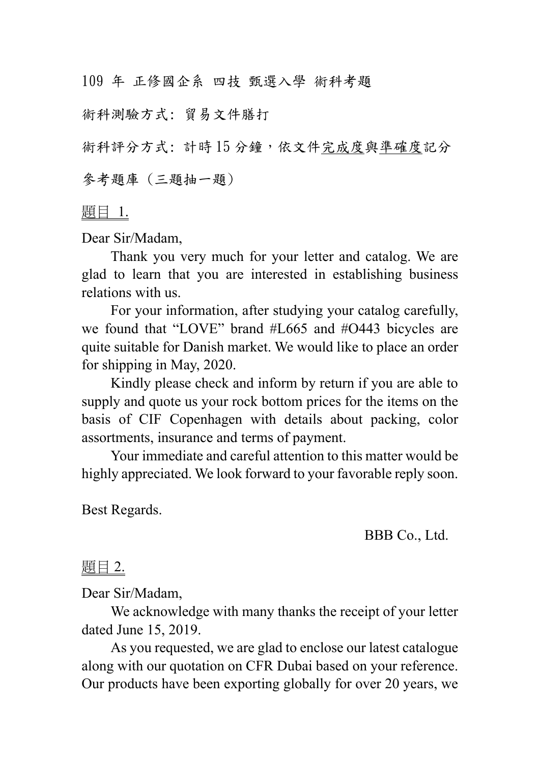109 年 正修國企系 四技 甄選入學 術科考題

術科測驗方式：貿易文件膳打

術科評分方式：計時 15 分鐘，依文件<u>完成度</u>與<u>準確度</u>記分

參考題庫（三題抽一題）

<u>題目 1.</u>

Dear Sir/Madam,

Thank you very much for your letter and catalog. We are glad to learn that you are interested in establishing business relations with us.

For your information, after studying your catalog carefully, we found that “LOVE” brand #L665 and #O443 bicycles are quite suitable for Danish market. We would like to place an order for shipping in May, 2020.

Kindly please check and inform by return if you are able to supply and quote us your rock bottom prices for the items on the basis of CIF Copenhagen with details about packing, color assortments, insurance and terms of payment.

Your immediate and careful attention to this matter would be highly appreciated. We look forward to your favorable reply soon.

Best Regards.

BBB Co., Ltd.

<u>題目 2.</u>

Dear Sir/Madam,

We acknowledge with many thanks the receipt of your letter dated June 15, 2019.

As you requested, we are glad to enclose our latest catalogue along with our quotation on CFR Dubai based on your reference. Our products have been exporting globally for over 20 years, we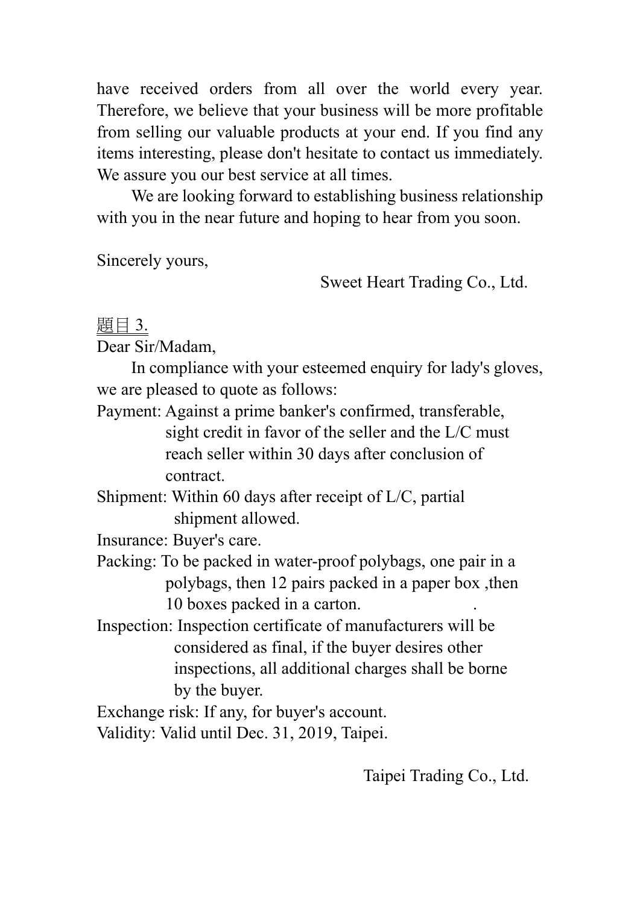have received orders from all over the world every year. Therefore, we believe that your business will be more profitable from selling our valuable products at your end. If you find any items interesting, please don't hesitate to contact us immediately. We assure you our best service at all times.

We are looking forward to establishing business relationship with you in the near future and hoping to hear from you soon.

Sincerely yours,

Sweet Heart Trading Co., Ltd.

題目 3.

Dear Sir/Madam,

In compliance with your esteemed enquiry for lady's gloves, we are pleased to quote as follows:

Payment: Against a prime banker's confirmed, transferable, sight credit in favor of the seller and the L/C must reach seller within 30 days after conclusion of contract.

Shipment: Within 60 days after receipt of L/C, partial shipment allowed.

Insurance: Buyer's care.

Packing: To be packed in water-proof polybags, one pair in a polybags, then 12 pairs packed in a paper box ,then 10 boxes packed in a carton.

Inspection: Inspection certificate of manufacturers will be considered as final, if the buyer desires other inspections, all additional charges shall be borne by the buyer.

Exchange risk: If any, for buyer's account.

Validity: Valid until Dec. 31, 2019, Taipei.

Taipei Trading Co., Ltd.